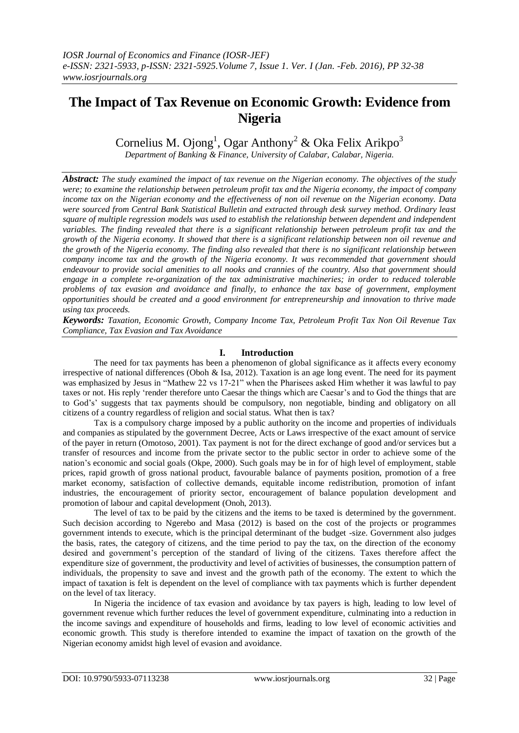# The Impact of Tax Revenue on Economic Growth: Evidence from Nigeria

Cornelius M. Ojong[1], Ogar Anthony[2] & Oka Felix Arikpo[3]

*Department of Banking & Finance, University of Calabar, Calabar, Nigeria.*

***Abstract:*** *The study examined the impact of tax revenue on the Nigerian economy. The objectives of the study were; to examine the relationship between petroleum profit tax and the Nigeria economy, the impact of company income tax on the Nigerian economy and the effectiveness of non oil revenue on the Nigerian economy. Data were sourced from Central Bank Statistical Bulletin and extracted through desk survey method. Ordinary least square of multiple regression models was used to establish the relationship between dependent and independent variables. The finding revealed that there is a significant relationship between petroleum profit tax and the growth of the Nigeria economy. It showed that there is a significant relationship between non oil revenue and the growth of the Nigeria economy. The finding also revealed that there is no significant relationship between company income tax and the growth of the Nigeria economy. It was recommended that government should endeavour to provide social amenities to all nooks and crannies of the country. Also that government should engage in a complete re-organization of the tax administrative machineries; in order to reduced tolerable problems of tax evasion and avoidance and finally, to enhance the tax base of government, employment opportunities should be created and a good environment for entrepreneurship and innovation to thrive made using tax proceeds.*

***Keywords:*** *Taxation, Economic Growth, Company Income Tax, Petroleum Profit Tax Non Oil Revenue Tax Compliance, Tax Evasion and Tax Avoidance*

## I. Introduction

The need for tax payments has been a phenomenon of global significance as it affects every economy irrespective of national differences (Oboh & Isa, 2012). Taxation is an age long event. The need for its payment was emphasized by Jesus in "Mathew 22 vs 17-21" when the Pharisees asked Him whether it was lawful to pay taxes or not. His reply 'render therefore unto Caesar the things which are Caesar's and to God the things that are to God's' suggests that tax payments should be compulsory, non negotiable, binding and obligatory on all citizens of a country regardless of religion and social status. What then is tax?

Tax is a compulsory charge imposed by a public authority on the income and properties of individuals and companies as stipulated by the government Decree, Acts or Laws irrespective of the exact amount of service of the payer in return (Omotoso, 2001). Tax payment is not for the direct exchange of good and/or services but a transfer of resources and income from the private sector to the public sector in order to achieve some of the nation's economic and social goals (Okpe, 2000). Such goals may be in for of high level of employment, stable prices, rapid growth of gross national product, favourable balance of payments position, promotion of a free market economy, satisfaction of collective demands, equitable income redistribution, promotion of infant industries, the encouragement of priority sector, encouragement of balance population development and promotion of labour and capital development (Onoh, 2013).

The level of tax to be paid by the citizens and the items to be taxed is determined by the government. Such decision according to Ngerebo and Masa (2012) is based on the cost of the projects or programmes government intends to execute, which is the principal determinant of the budget -size. Government also judges the basis, rates, the category of citizens, and the time period to pay the tax, on the direction of the economy desired and government's perception of the standard of living of the citizens. Taxes therefore affect the expenditure size of government, the productivity and level of activities of businesses, the consumption pattern of individuals, the propensity to save and invest and the growth path of the economy. The extent to which the impact of taxation is felt is dependent on the level of compliance with tax payments which is further dependent on the level of tax literacy.

In Nigeria the incidence of tax evasion and avoidance by tax payers is high, leading to low level of government revenue which further reduces the level of government expenditure, culminating into a reduction in the income savings and expenditure of households and firms, leading to low level of economic activities and economic growth. This study is therefore intended to examine the impact of taxation on the growth of the Nigerian economy amidst high level of evasion and avoidance.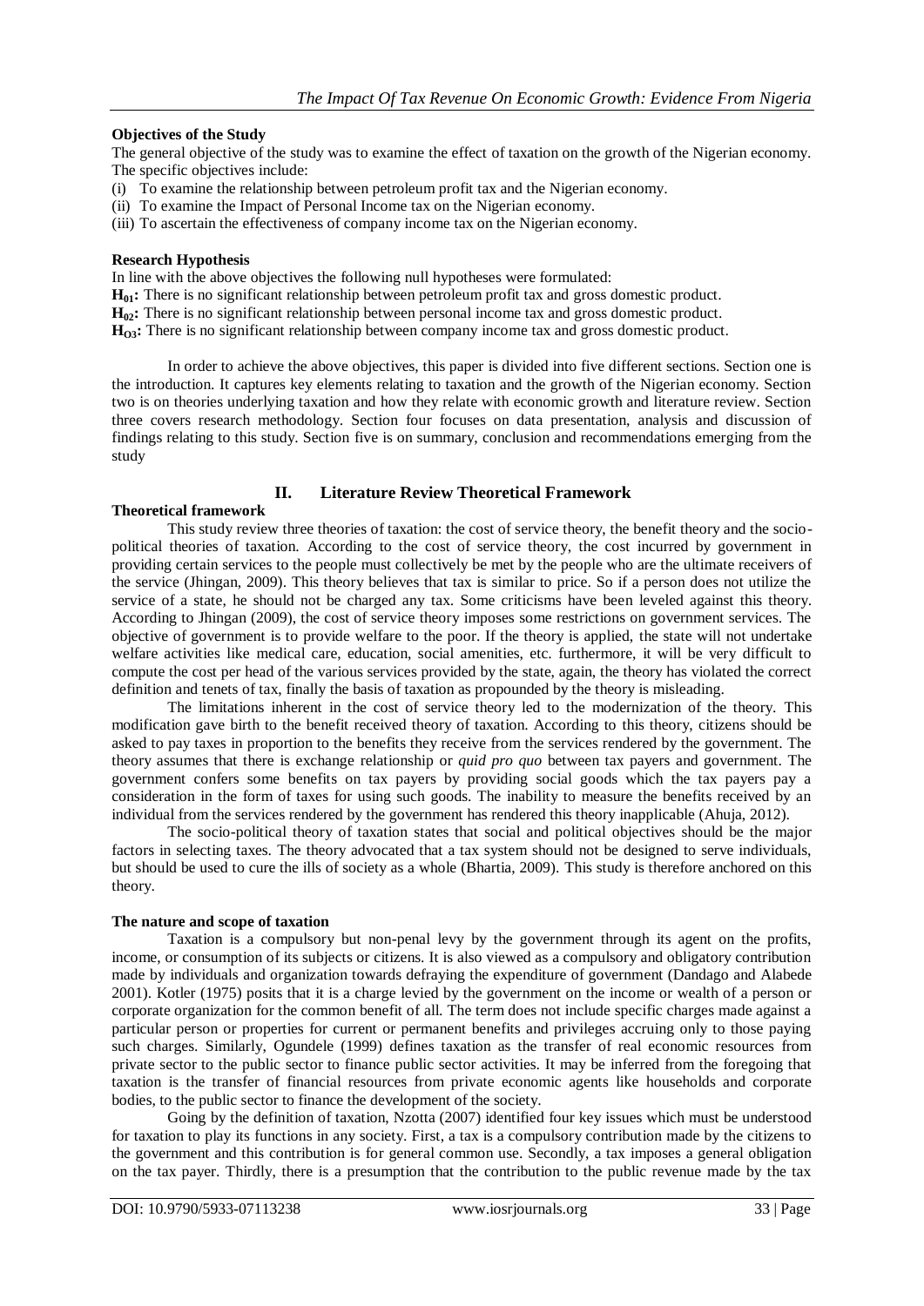**Objectives of the Study**

The general objective of the study was to examine the effect of taxation on the growth of the Nigerian economy. The specific objectives include:

(i) To examine the relationship between petroleum profit tax and the Nigerian economy.
(ii) To examine the Impact of Personal Income tax on the Nigerian economy.
(iii) To ascertain the effectiveness of company income tax on the Nigerian economy.

**Research Hypothesis**

In line with the above objectives the following null hypotheses were formulated:

**$H_{01}$:** There is no significant relationship between petroleum profit tax and gross domestic product.
**$H_{02}$:** There is no significant relationship between personal income tax and gross domestic product.
**$H_{O3}$:** There is no significant relationship between company income tax and gross domestic product.

In order to achieve the above objectives, this paper is divided into five different sections. Section one is the introduction. It captures key elements relating to taxation and the growth of the Nigerian economy. Section two is on theories underlying taxation and how they relate with economic growth and literature review. Section three covers research methodology. Section four focuses on data presentation, analysis and discussion of findings relating to this study. Section five is on summary, conclusion and recommendations emerging from the study

## II. Literature Review Theoretical Framework

**Theoretical framework**

This study review three theories of taxation: the cost of service theory, the benefit theory and the socio-political theories of taxation. According to the cost of service theory, the cost incurred by government in providing certain services to the people must collectively be met by the people who are the ultimate receivers of the service (Jhingan, 2009). This theory believes that tax is similar to price. So if a person does not utilize the service of a state, he should not be charged any tax. Some criticisms have been leveled against this theory. According to Jhingan (2009), the cost of service theory imposes some restrictions on government services. The objective of government is to provide welfare to the poor. If the theory is applied, the state will not undertake welfare activities like medical care, education, social amenities, etc. furthermore, it will be very difficult to compute the cost per head of the various services provided by the state, again, the theory has violated the correct definition and tenets of tax, finally the basis of taxation as propounded by the theory is misleading.

The limitations inherent in the cost of service theory led to the modernization of the theory. This modification gave birth to the benefit received theory of taxation. According to this theory, citizens should be asked to pay taxes in proportion to the benefits they receive from the services rendered by the government. The theory assumes that there is exchange relationship or *quid pro quo* between tax payers and government. The government confers some benefits on tax payers by providing social goods which the tax payers pay a consideration in the form of taxes for using such goods. The inability to measure the benefits received by an individual from the services rendered by the government has rendered this theory inapplicable (Ahuja, 2012).

The socio-political theory of taxation states that social and political objectives should be the major factors in selecting taxes. The theory advocated that a tax system should not be designed to serve individuals, but should be used to cure the ills of society as a whole (Bhartia, 2009). This study is therefore anchored on this theory.

**The nature and scope of taxation**

Taxation is a compulsory but non-penal levy by the government through its agent on the profits, income, or consumption of its subjects or citizens. It is also viewed as a compulsory and obligatory contribution made by individuals and organization towards defraying the expenditure of government (Dandago and Alabede 2001). Kotler (1975) posits that it is a charge levied by the government on the income or wealth of a person or corporate organization for the common benefit of all. The term does not include specific charges made against a particular person or properties for current or permanent benefits and privileges accruing only to those paying such charges. Similarly, Ogundele (1999) defines taxation as the transfer of real economic resources from private sector to the public sector to finance public sector activities. It may be inferred from the foregoing that taxation is the transfer of financial resources from private economic agents like households and corporate bodies, to the public sector to finance the development of the society.

Going by the definition of taxation, Nzotta (2007) identified four key issues which must be understood for taxation to play its functions in any society. First, a tax is a compulsory contribution made by the citizens to the government and this contribution is for general common use. Secondly, a tax imposes a general obligation on the tax payer. Thirdly, there is a presumption that the contribution to the public revenue made by the tax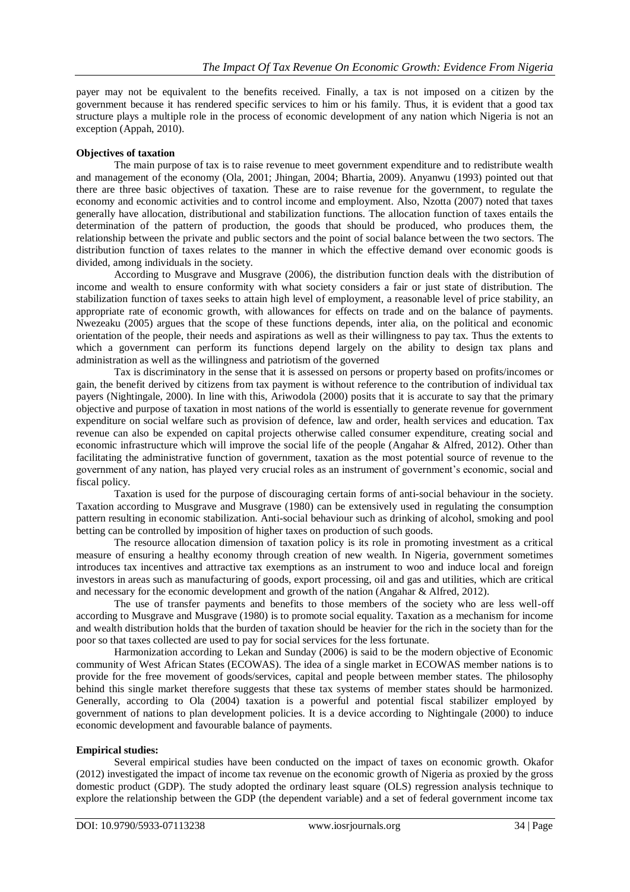payer may not be equivalent to the benefits received. Finally, a tax is not imposed on a citizen by the government because it has rendered specific services to him or his family. Thus, it is evident that a good tax structure plays a multiple role in the process of economic development of any nation which Nigeria is not an exception (Appah, 2010).

**Objectives of taxation**

The main purpose of tax is to raise revenue to meet government expenditure and to redistribute wealth and management of the economy (Ola, 2001; Jhingan, 2004; Bhartia, 2009). Anyanwu (1993) pointed out that there are three basic objectives of taxation. These are to raise revenue for the government, to regulate the economy and economic activities and to control income and employment. Also, Nzotta (2007) noted that taxes generally have allocation, distributional and stabilization functions. The allocation function of taxes entails the determination of the pattern of production, the goods that should be produced, who produces them, the relationship between the private and public sectors and the point of social balance between the two sectors. The distribution function of taxes relates to the manner in which the effective demand over economic goods is divided, among individuals in the society.

According to Musgrave and Musgrave (2006), the distribution function deals with the distribution of income and wealth to ensure conformity with what society considers a fair or just state of distribution. The stabilization function of taxes seeks to attain high level of employment, a reasonable level of price stability, an appropriate rate of economic growth, with allowances for effects on trade and on the balance of payments. Nwezeaku (2005) argues that the scope of these functions depends, inter alia, on the political and economic orientation of the people, their needs and aspirations as well as their willingness to pay tax. Thus the extents to which a government can perform its functions depend largely on the ability to design tax plans and administration as well as the willingness and patriotism of the governed

Tax is discriminatory in the sense that it is assessed on persons or property based on profits/incomes or gain, the benefit derived by citizens from tax payment is without reference to the contribution of individual tax payers (Nightingale, 2000). In line with this, Ariwodola (2000) posits that it is accurate to say that the primary objective and purpose of taxation in most nations of the world is essentially to generate revenue for government expenditure on social welfare such as provision of defence, law and order, health services and education. Tax revenue can also be expended on capital projects otherwise called consumer expenditure, creating social and economic infrastructure which will improve the social life of the people (Angahar & Alfred, 2012). Other than facilitating the administrative function of government, taxation as the most potential source of revenue to the government of any nation, has played very crucial roles as an instrument of government's economic, social and fiscal policy.

Taxation is used for the purpose of discouraging certain forms of anti-social behaviour in the society. Taxation according to Musgrave and Musgrave (1980) can be extensively used in regulating the consumption pattern resulting in economic stabilization. Anti-social behaviour such as drinking of alcohol, smoking and pool betting can be controlled by imposition of higher taxes on production of such goods.

The resource allocation dimension of taxation policy is its role in promoting investment as a critical measure of ensuring a healthy economy through creation of new wealth. In Nigeria, government sometimes introduces tax incentives and attractive tax exemptions as an instrument to woo and induce local and foreign investors in areas such as manufacturing of goods, export processing, oil and gas and utilities, which are critical and necessary for the economic development and growth of the nation (Angahar & Alfred, 2012).

The use of transfer payments and benefits to those members of the society who are less well-off according to Musgrave and Musgrave (1980) is to promote social equality. Taxation as a mechanism for income and wealth distribution holds that the burden of taxation should be heavier for the rich in the society than for the poor so that taxes collected are used to pay for social services for the less fortunate.

Harmonization according to Lekan and Sunday (2006) is said to be the modern objective of Economic community of West African States (ECOWAS). The idea of a single market in ECOWAS member nations is to provide for the free movement of goods/services, capital and people between member states. The philosophy behind this single market therefore suggests that these tax systems of member states should be harmonized. Generally, according to Ola (2004) taxation is a powerful and potential fiscal stabilizer employed by government of nations to plan development policies. It is a device according to Nightingale (2000) to induce economic development and favourable balance of payments.

**Empirical studies:**

Several empirical studies have been conducted on the impact of taxes on economic growth. Okafor (2012) investigated the impact of income tax revenue on the economic growth of Nigeria as proxied by the gross domestic product (GDP). The study adopted the ordinary least square (OLS) regression analysis technique to explore the relationship between the GDP (the dependent variable) and a set of federal government income tax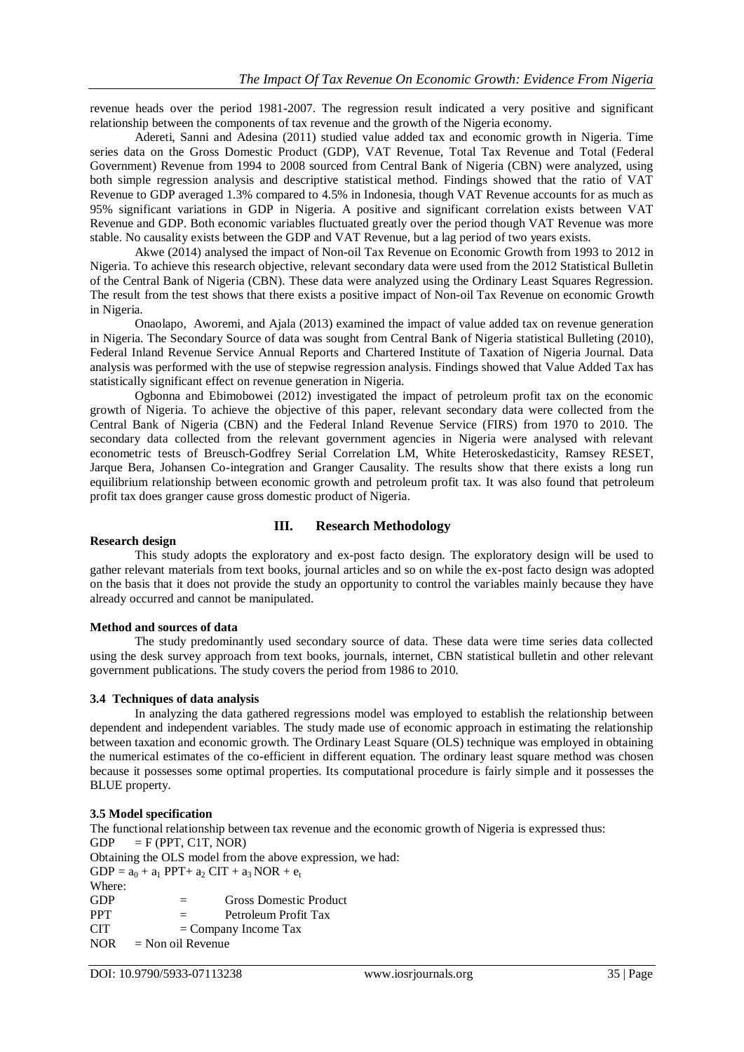revenue heads over the period 1981-2007. The regression result indicated a very positive and significant relationship between the components of tax revenue and the growth of the Nigeria economy.

Adereti, Sanni and Adesina (2011) studied value added tax and economic growth in Nigeria. Time series data on the Gross Domestic Product (GDP), VAT Revenue, Total Tax Revenue and Total (Federal Government) Revenue from 1994 to 2008 sourced from Central Bank of Nigeria (CBN) were analyzed, using both simple regression analysis and descriptive statistical method. Findings showed that the ratio of VAT Revenue to GDP averaged 1.3% compared to 4.5% in Indonesia, though VAT Revenue accounts for as much as 95% significant variations in GDP in Nigeria. A positive and significant correlation exists between VAT Revenue and GDP. Both economic variables fluctuated greatly over the period though VAT Revenue was more stable. No causality exists between the GDP and VAT Revenue, but a lag period of two years exists.

Akwe (2014) analysed the impact of Non-oil Tax Revenue on Economic Growth from 1993 to 2012 in Nigeria. To achieve this research objective, relevant secondary data were used from the 2012 Statistical Bulletin of the Central Bank of Nigeria (CBN). These data were analyzed using the Ordinary Least Squares Regression. The result from the test shows that there exists a positive impact of Non-oil Tax Revenue on economic Growth in Nigeria.

Onaolapo, Aworemi, and Ajala (2013) examined the impact of value added tax on revenue generation in Nigeria. The Secondary Source of data was sought from Central Bank of Nigeria statistical Bulleting (2010), Federal Inland Revenue Service Annual Reports and Chartered Institute of Taxation of Nigeria Journal. Data analysis was performed with the use of stepwise regression analysis. Findings showed that Value Added Tax has statistically significant effect on revenue generation in Nigeria.

Ogbonna and Ebimobowei (2012) investigated the impact of petroleum profit tax on the economic growth of Nigeria. To achieve the objective of this paper, relevant secondary data were collected from the Central Bank of Nigeria (CBN) and the Federal Inland Revenue Service (FIRS) from 1970 to 2010. The secondary data collected from the relevant government agencies in Nigeria were analysed with relevant econometric tests of Breusch-Godfrey Serial Correlation LM, White Heteroskedasticity, Ramsey RESET, Jarque Bera, Johansen Co-integration and Granger Causality. The results show that there exists a long run equilibrium relationship between economic growth and petroleum profit tax. It was also found that petroleum profit tax does granger cause gross domestic product of Nigeria.

## III. Research Methodology

**Research design**

This study adopts the exploratory and ex-post facto design. The exploratory design will be used to gather relevant materials from text books, journal articles and so on while the ex-post facto design was adopted on the basis that it does not provide the study an opportunity to control the variables mainly because they have already occurred and cannot be manipulated.

**Method and sources of data**

The study predominantly used secondary source of data. These data were time series data collected using the desk survey approach from text books, journals, internet, CBN statistical bulletin and other relevant government publications. The study covers the period from 1986 to 2010.

**3.4 Techniques of data analysis**

In analyzing the data gathered regressions model was employed to establish the relationship between dependent and independent variables. The study made use of economic approach in estimating the relationship between taxation and economic growth. The Ordinary Least Square (OLS) technique was employed in obtaining the numerical estimates of the co-efficient in different equation. The ordinary least square method was chosen because it possesses some optimal properties. Its computational procedure is fairly simple and it possesses the BLUE property.

**3.5 Model specification**

The functional relationship between tax revenue and the economic growth of Nigeria is expressed thus:

$$GDP = F(PPT, C1T, NOR)$$

Obtaining the OLS model from the above expression, we had:

$$GDP = a_0 + a_1 PPT + a_2 CIT + a_3 NOR + e_t$$

Where:

GDP = Gross Domestic Product

PPT = Petroleum Profit Tax

CIT = Company Income Tax

NOR = Non oil Revenue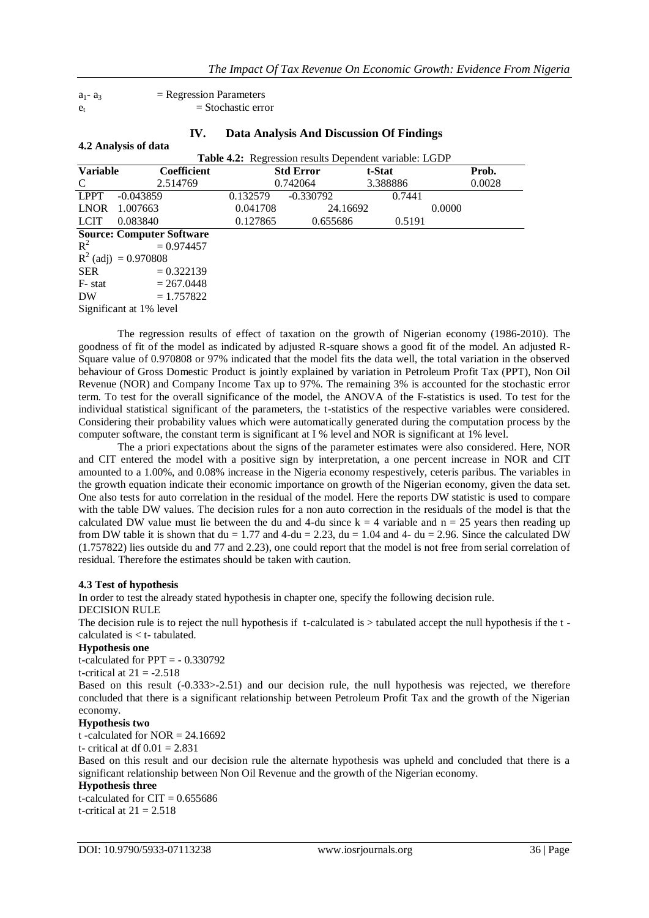$a_1$- $a_3$ = Regression Parameters
$e_t$ = Stochastic error

## IV. Data Analysis And Discussion Of Findings

### 4.2 Analysis of data

**Table 4.2:** Regression results Dependent variable: LGDP

| Variable | Coefficient | Std Error | t-Stat | Prob. |
|---|---|---|---|---|
| C | 2.514769 | 0.742064 | 3.388886 | 0.0028 |
| LPPT | -0.043859 | 0.132579 | -0.330792 | 0.7441 |
| LNOR | 1.007663 | 0.041708 | 24.16692 | 0.0000 |
| LCIT | 0.083840 | 0.127865 | 0.655686 | 0.5191 |

**Source: Computer Software**

$R^2$ = 0.974457
$R^2$ (adj) = 0.970808
SER = 0.322139
F- stat = 267.0448
DW = 1.757822
Significant at 1% level

The regression results of effect of taxation on the growth of Nigerian economy (1986-2010). The goodness of fit of the model as indicated by adjusted R-square shows a good fit of the model. An adjusted R-Square value of 0.970808 or 97% indicated that the model fits the data well, the total variation in the observed behaviour of Gross Domestic Product is jointly explained by variation in Petroleum Profit Tax (PPT), Non Oil Revenue (NOR) and Company Income Tax up to 97%. The remaining 3% is accounted for the stochastic error term. To test for the overall significance of the model, the ANOVA of the F-statistics is used. To test for the individual statistical significant of the parameters, the t-statistics of the respective variables were considered. Considering their probability values which were automatically generated during the computation process by the computer software, the constant term is significant at I % level and NOR is significant at 1% level.

The a priori expectations about the signs of the parameter estimates were also considered. Here, NOR and CIT entered the model with a positive sign by interpretation, a one percent increase in NOR and CIT amounted to a 1.00%, and 0.08% increase in the Nigeria economy respestively, ceteris paribus. The variables in the growth equation indicate their economic importance on growth of the Nigerian economy, given the data set. One also tests for auto correlation in the residual of the model. Here the reports DW statistic is used to compare with the table DW values. The decision rules for a non auto correction in the residuals of the model is that the calculated DW value must lie between the du and 4-du since k = 4 variable and n = 25 years then reading up from DW table it is shown that du = 1.77 and 4-du = 2.23, du = 1.04 and 4- du = 2.96. Since the calculated DW (1.757822) lies outside du and 77 and 2.23), one could report that the model is not free from serial correlation of residual. Therefore the estimates should be taken with caution.

### 4.3 Test of hypothesis

In order to test the already stated hypothesis in chapter one, specify the following decision rule.

DECISION RULE

The decision rule is to reject the null hypothesis if t-calculated is > tabulated accept the null hypothesis if the t - calculated is < t- tabulated.

**Hypothesis one**

t-calculated for PPT = - 0.330792

t-critical at 21 = -2.518

Based on this result (-0.333>-2.51) and our decision rule, the null hypothesis was rejected, we therefore concluded that there is a significant relationship between Petroleum Profit Tax and the growth of the Nigerian economy.

**Hypothesis two**

t -calculated for NOR = 24.16692

t- critical at df 0.01 = 2.831

Based on this result and our decision rule the alternate hypothesis was upheld and concluded that there is a significant relationship between Non Oil Revenue and the growth of the Nigerian economy.

**Hypothesis three**

t-calculated for CIT = 0.655686

t-critical at 21 = 2.518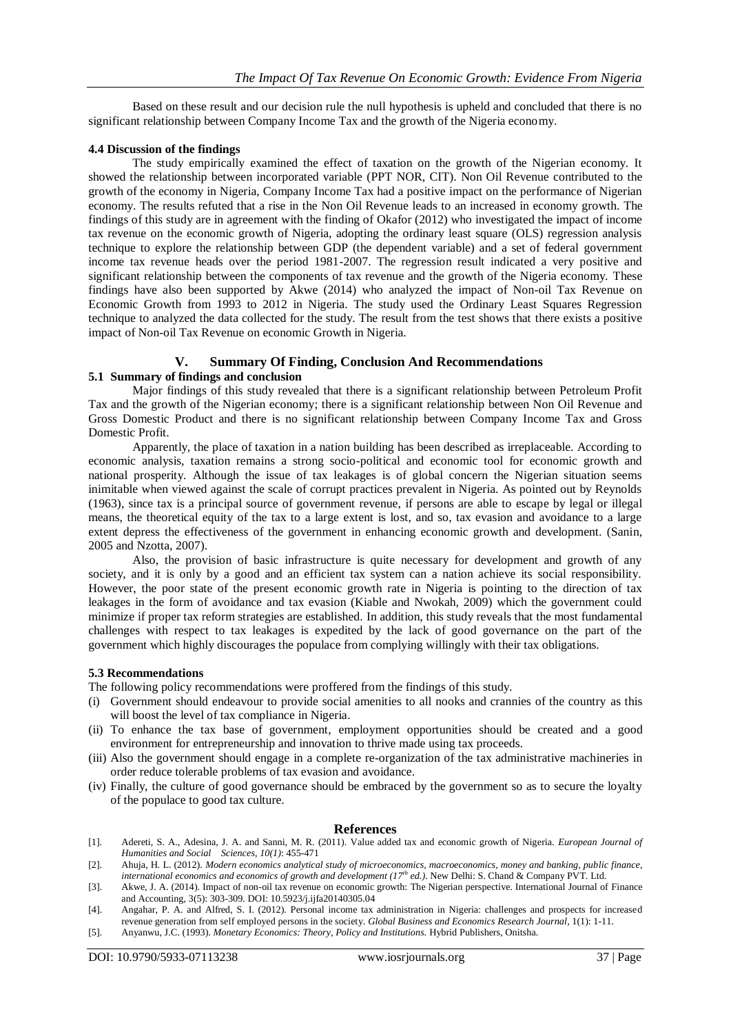Based on these result and our decision rule the null hypothesis is upheld and concluded that there is no significant relationship between Company Income Tax and the growth of the Nigeria economy.

#### 4.4 Discussion of the findings

The study empirically examined the effect of taxation on the growth of the Nigerian economy. It showed the relationship between incorporated variable (PPT NOR, CIT). Non Oil Revenue contributed to the growth of the economy in Nigeria, Company Income Tax had a positive impact on the performance of Nigerian economy. The results refuted that a rise in the Non Oil Revenue leads to an increased in economy growth. The findings of this study are in agreement with the finding of Okafor (2012) who investigated the impact of income tax revenue on the economic growth of Nigeria, adopting the ordinary least square (OLS) regression analysis technique to explore the relationship between GDP (the dependent variable) and a set of federal government income tax revenue heads over the period 1981-2007. The regression result indicated a very positive and significant relationship between the components of tax revenue and the growth of the Nigeria economy. These findings have also been supported by Akwe (2014) who analyzed the impact of Non-oil Tax Revenue on Economic Growth from 1993 to 2012 in Nigeria. The study used the Ordinary Least Squares Regression technique to analyzed the data collected for the study. The result from the test shows that there exists a positive impact of Non-oil Tax Revenue on economic Growth in Nigeria.

## V. Summary Of Finding, Conclusion And Recommendations

#### 5.1 Summary of findings and conclusion

Major findings of this study revealed that there is a significant relationship between Petroleum Profit Tax and the growth of the Nigerian economy; there is a significant relationship between Non Oil Revenue and Gross Domestic Product and there is no significant relationship between Company Income Tax and Gross Domestic Profit.

Apparently, the place of taxation in a nation building has been described as irreplaceable. According to economic analysis, taxation remains a strong socio-political and economic tool for economic growth and national prosperity. Although the issue of tax leakages is of global concern the Nigerian situation seems inimitable when viewed against the scale of corrupt practices prevalent in Nigeria. As pointed out by Reynolds (1963), since tax is a principal source of government revenue, if persons are able to escape by legal or illegal means, the theoretical equity of the tax to a large extent is lost, and so, tax evasion and avoidance to a large extent depress the effectiveness of the government in enhancing economic growth and development. (Sanin, 2005 and Nzotta, 2007).

Also, the provision of basic infrastructure is quite necessary for development and growth of any society, and it is only by a good and an efficient tax system can a nation achieve its social responsibility. However, the poor state of the present economic growth rate in Nigeria is pointing to the direction of tax leakages in the form of avoidance and tax evasion (Kiable and Nwokah, 2009) which the government could minimize if proper tax reform strategies are established. In addition, this study reveals that the most fundamental challenges with respect to tax leakages is expedited by the lack of good governance on the part of the government which highly discourages the populace from complying willingly with their tax obligations.

#### 5.3 Recommendations

The following policy recommendations were proffered from the findings of this study.

(i) Government should endeavour to provide social amenities to all nooks and crannies of the country as this will boost the level of tax compliance in Nigeria.
(ii) To enhance the tax base of government, employment opportunities should be created and a good environment for entrepreneurship and innovation to thrive made using tax proceeds.
(iii) Also the government should engage in a complete re-organization of the tax administrative machineries in order reduce tolerable problems of tax evasion and avoidance.
(iv) Finally, the culture of good governance should be embraced by the government so as to secure the loyalty of the populace to good tax culture.

## References

[1]. Adereti, S. A., Adesina, J. A. and Sanni, M. R. (2011). Value added tax and economic growth of Nigeria. *European Journal of Humanities and Social Sciences, 10(1)*: 455-471

[2]. Ahuja, H. L. (2012). *Modern economics analytical study of microeconomics, macroeconomics, money and banking, public finance, international economics and economics of growth and development (17th ed.)*. New Delhi: S. Chand & Company PVT. Ltd.

[3]. Akwe, J. A. (2014). Impact of non-oil tax revenue on economic growth: The Nigerian perspective. International Journal of Finance and Accounting, 3(5): 303-309. DOI: 10.5923/j.ijfa20140305.04

[4]. Angahar, P. A. and Alfred, S. I. (2012). Personal income tax administration in Nigeria: challenges and prospects for increased revenue generation from self employed persons in the society. *Global Business and Economics Research Journal*, 1(1): 1-11.

[5]. Anyanwu, J.C. (1993). *Monetary Economics: Theory, Policy and Institutions.* Hybrid Publishers, Onitsha.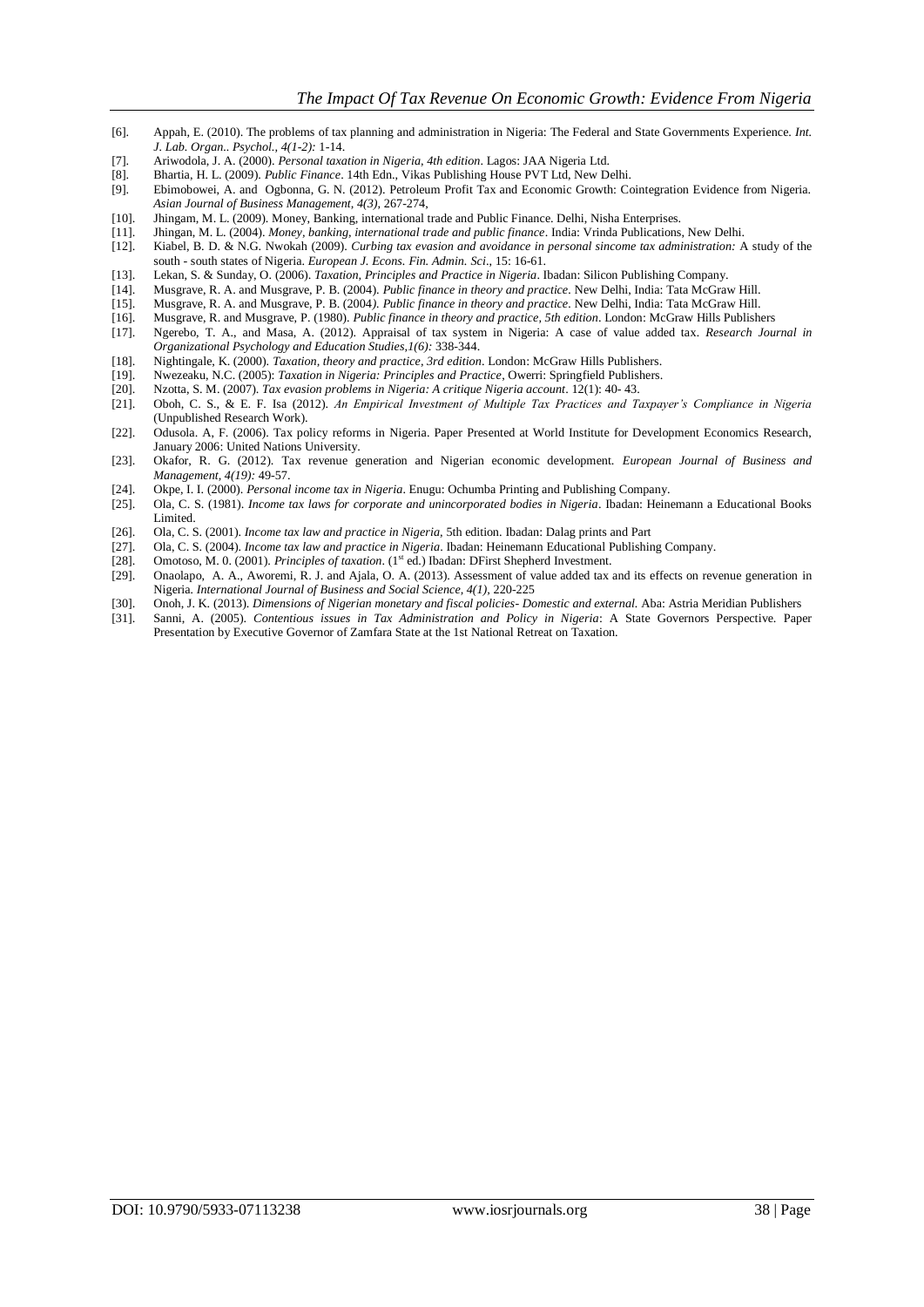[6]. Appah, E. (2010). The problems of tax planning and administration in Nigeria: The Federal and State Governments Experience. *Int. J. Lab. Organ.. Psychol., 4(1-2):* 1-14.

[7]. Ariwodola, J. A. (2000). *Personal taxation in Nigeria, 4th edition*. Lagos: JAA Nigeria Ltd.

[8]. Bhartia, H. L. (2009). *Public Finance*. 14th Edn., Vikas Publishing House PVT Ltd, New Delhi.

[9]. Ebimobowei, A. and Ogbonna, G. N. (2012). Petroleum Profit Tax and Economic Growth: Cointegration Evidence from Nigeria. *Asian Journal of Business Management, 4(3)*, 267-274,

[10]. Jhingam, M. L. (2009). Money, Banking, international trade and Public Finance. Delhi, Nisha Enterprises.

[11]. Jhingan, M. L. (2004). *Money, banking, international trade and public finance*. India: Vrinda Publications, New Delhi.

[12]. Kiabel, B. D. & N.G. Nwokah (2009). *Curbing tax evasion and avoidance in personal sincome tax administration:* A study of the south - south states of Nigeria. *European J. Econs. Fin. Admin. Sci*., 15: 16-61.

[13]. Lekan, S. & Sunday, O. (2006). *Taxation, Principles and Practice in Nigeria*. Ibadan: Silicon Publishing Company.

[14]. Musgrave, R. A. and Musgrave, P. B. (2004). *Public finance in theory and practice*. New Delhi, India: Tata McGraw Hill.

[15]. Musgrave, R. A. and Musgrave, P. B. (2004*). Public finance in theory and practice*. New Delhi, India: Tata McGraw Hill.

[16]. Musgrave, R. and Musgrave, P. (1980). *Public finance in theory and practice, 5th edition*. London: McGraw Hills Publishers

[17]. Ngerebo, T. A., and Masa, A. (2012). Appraisal of tax system in Nigeria: A case of value added tax. *Research Journal in Organizational Psychology and Education Studies,1(6):* 338-344.

[18]. Nightingale, K. (2000). *Taxation, theory and practice, 3rd edition*. London: McGraw Hills Publishers.

[19]. Nwezeaku, N.C. (2005): *Taxation in Nigeria: Principles and Practice*, Owerri: Springfield Publishers.

[20]. Nzotta, S. M. (2007). *Tax evasion problems in Nigeria: A critique Nigeria account*. 12(1): 40- 43.

[21]. Oboh, C. S., & E. F. Isa (2012). *An Empirical Investment of Multiple Tax Practices and Taxpayer's Compliance in Nigeria* (Unpublished Research Work).

[22]. Odusola. A, F. (2006). Tax policy reforms in Nigeria. Paper Presented at World Institute for Development Economics Research, January 2006: United Nations University.

[23]. Okafor, R. G. (2012). Tax revenue generation and Nigerian economic development. *European Journal of Business and Management, 4(19):* 49-57.

[24]. Okpe, I. I. (2000). *Personal income tax in Nigeria*. Enugu: Ochumba Printing and Publishing Company.

[25]. Ola, C. S. (1981). *Income tax laws for corporate and unincorporated bodies in Nigeria*. Ibadan: Heinemann a Educational Books Limited.

[26]. Ola, C. S. (2001). *Income tax law and practice in Nigeria*, 5th edition. Ibadan: Dalag prints and Part

[27]. Ola, C. S. (2004). *Income tax law and practice in Nigeria*. Ibadan: Heinemann Educational Publishing Company.

[28]. Omotoso, M. 0. (2001). *Principles of taxation*. (1st ed.) Ibadan: DFirst Shepherd Investment.

[29]. Onaolapo, A. A., Aworemi, R. J. and Ajala, O. A. (2013). Assessment of value added tax and its effects on revenue generation in Nigeria. *International Journal of Business and Social Science, 4(1)*, 220-225

[30]. Onoh, J. K. (2013). *Dimensions of Nigerian monetary and fiscal policies- Domestic and external.* Aba: Astria Meridian Publishers

[31]. Sanni, A. (2005). *Contentious issues in Tax Administration and Policy in Nigeria*: A State Governors Perspective. Paper Presentation by Executive Governor of Zamfara State at the 1st National Retreat on Taxation.